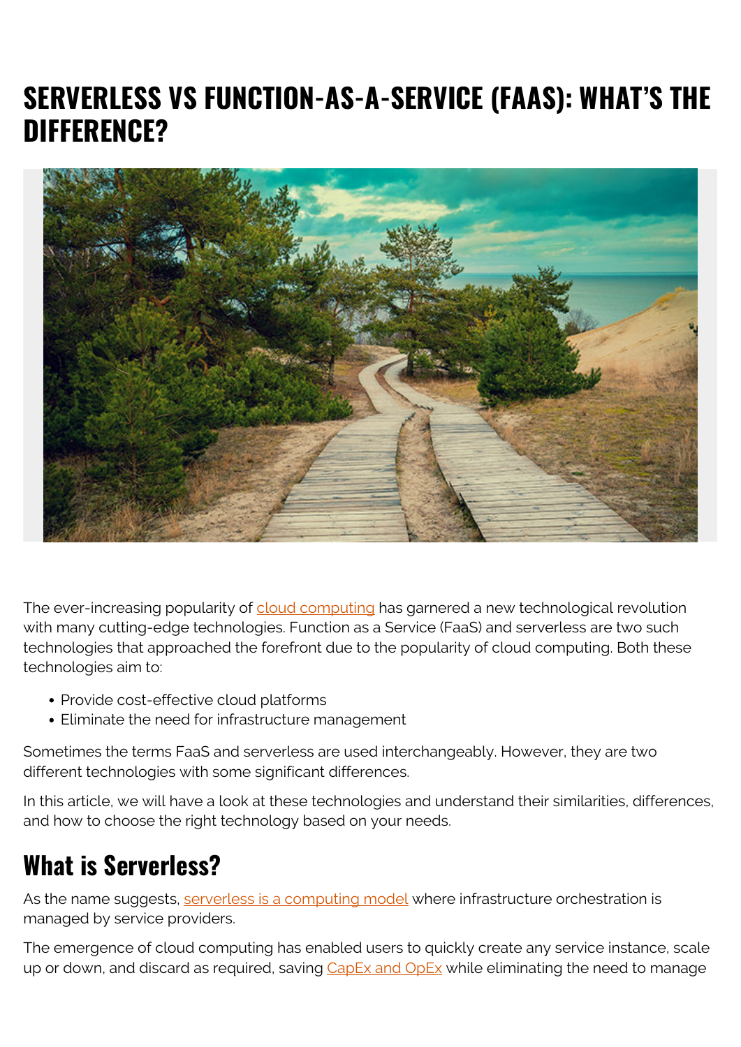# SERVERLESS VS FUNCTION-AS-A-SERVICE (FAAS): WHAT'S THE DIFFERENCE?

The ever-increasing popularity of cloud computing has garnered a new technological revolution with many cutting-edge technologies. Function as a Service (FaaS) and serverless are two such technologies that approached the forefront due to the popularity of cloud computing. Both these technologies aim to:

- Provide cost-effective cloud platforms
- Eliminate the need for infrastructure management

Sometimes the terms FaaS and serverless are used interchangeably. However, they are two different technologies with some significant differences.

In this article, we will have a look at these technologies and understand their similarities, differences, and how to choose the right technology based on your needs.

## What is Serverless?

As the name suggests, serverless is a computing model where infrastructure orchestration is managed by service providers.

The emergence of cloud computing has enabled users to quickly create any service instance, scale up or down, and discard as required, saving CapEx and OpEx while eliminating the need to manage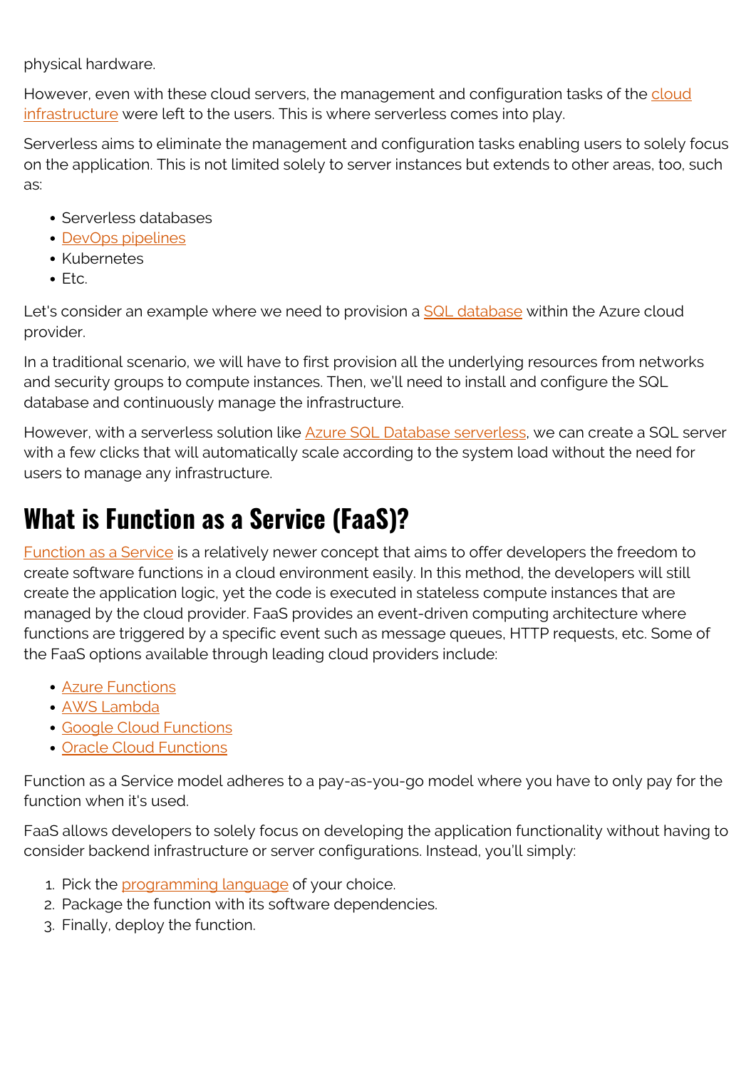physical hardware.

However, even with these cloud servers, the management and configuration tasks of the cloud infrastructure were left to the users. This is where serverless comes into play.

Serverless aims to eliminate the management and configuration tasks enabling users to solely focus on the application. This is not limited solely to server instances but extends to other areas, too, such as:

- Serverless databases
- DevOps pipelines
- Kubernetes
- Etc.

Let's consider an example where we need to provision a SQL database within the Azure cloud provider.

In a traditional scenario, we will have to first provision all the underlying resources from networks and security groups to compute instances. Then, we'll need to install and configure the SQL database and continuously manage the infrastructure.

However, with a serverless solution like Azure SQL Database serverless, we can create a SQL server with a few clicks that will automatically scale according to the system load without the need for users to manage any infrastructure.

## What is Function as a Service (FaaS)?

Function as a Service is a relatively newer concept that aims to offer developers the freedom to create software functions in a cloud environment easily. In this method, the developers will still create the application logic, yet the code is executed in stateless compute instances that are managed by the cloud provider. FaaS provides an event-driven computing architecture where functions are triggered by a specific event such as message queues, HTTP requests, etc. Some of the FaaS options available through leading cloud providers include:

- Azure Functions
- AWS Lambda
- Google Cloud Functions
- Oracle Cloud Functions

Function as a Service model adheres to a pay-as-you-go model where you have to only pay for the function when it's used.

FaaS allows developers to solely focus on developing the application functionality without having to consider backend infrastructure or server configurations. Instead, you'll simply:

1. Pick the programming language of your choice.
2. Package the function with its software dependencies.
3. Finally, deploy the function.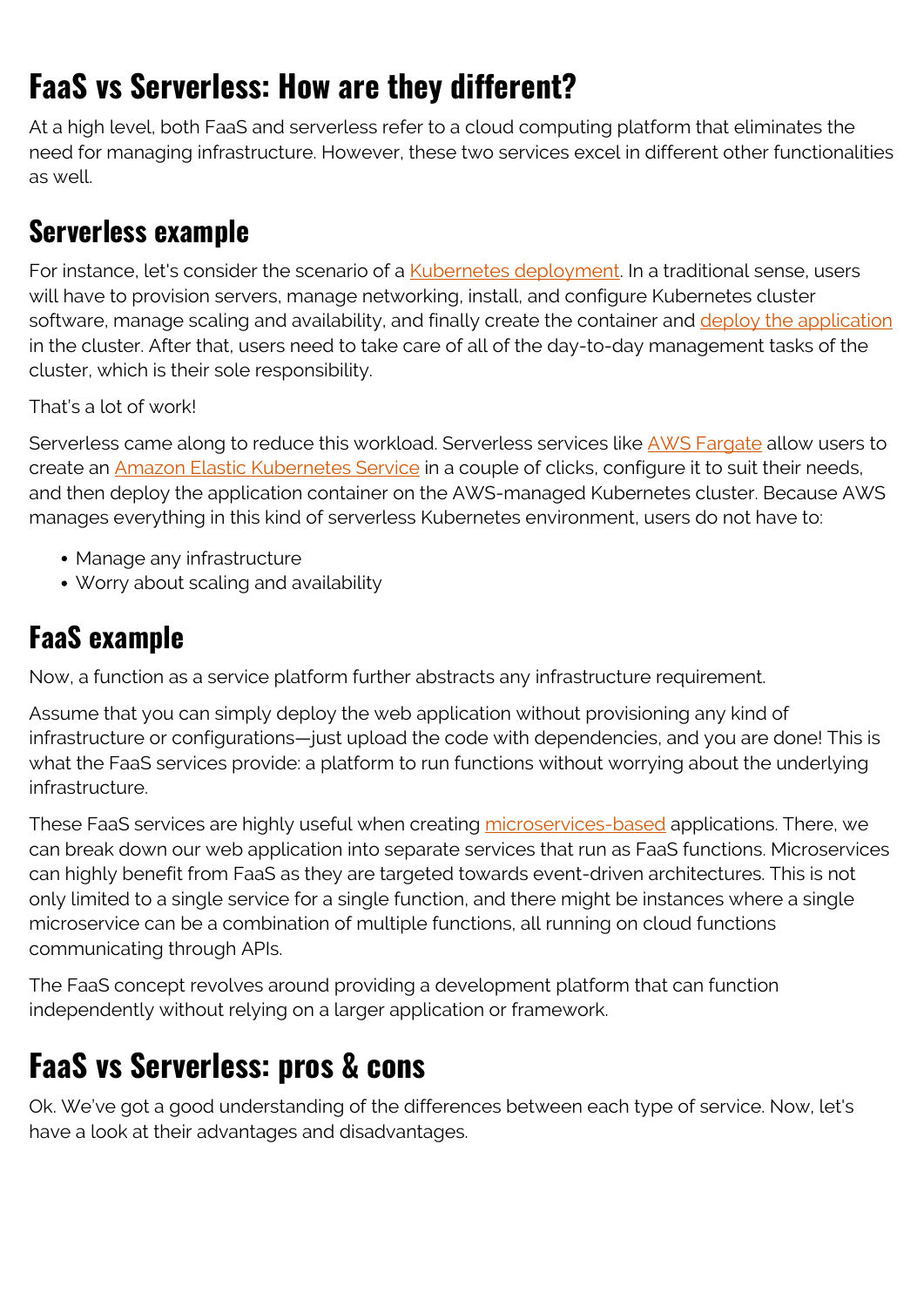# FaaS vs Serverless: How are they different?

At a high level, both FaaS and serverless refer to a cloud computing platform that eliminates the need for managing infrastructure. However, these two services excel in different other functionalities as well.

## Serverless example

For instance, let's consider the scenario of a Kubernetes deployment. In a traditional sense, users will have to provision servers, manage networking, install, and configure Kubernetes cluster software, manage scaling and availability, and finally create the container and deploy the application in the cluster. After that, users need to take care of all of the day-to-day management tasks of the cluster, which is their sole responsibility.

That's a lot of work!

Serverless came along to reduce this workload. Serverless services like AWS Fargate allow users to create an Amazon Elastic Kubernetes Service in a couple of clicks, configure it to suit their needs, and then deploy the application container on the AWS-managed Kubernetes cluster. Because AWS manages everything in this kind of serverless Kubernetes environment, users do not have to:

- Manage any infrastructure
- Worry about scaling and availability

## FaaS example

Now, a function as a service platform further abstracts any infrastructure requirement.

Assume that you can simply deploy the web application without provisioning any kind of infrastructure or configurations—just upload the code with dependencies, and you are done! This is what the FaaS services provide: a platform to run functions without worrying about the underlying infrastructure.

These FaaS services are highly useful when creating microservices-based applications. There, we can break down our web application into separate services that run as FaaS functions. Microservices can highly benefit from FaaS as they are targeted towards event-driven architectures. This is not only limited to a single service for a single function, and there might be instances where a single microservice can be a combination of multiple functions, all running on cloud functions communicating through APIs.

The FaaS concept revolves around providing a development platform that can function independently without relying on a larger application or framework.

# FaaS vs Serverless: pros & cons

Ok. We've got a good understanding of the differences between each type of service. Now, let's have a look at their advantages and disadvantages.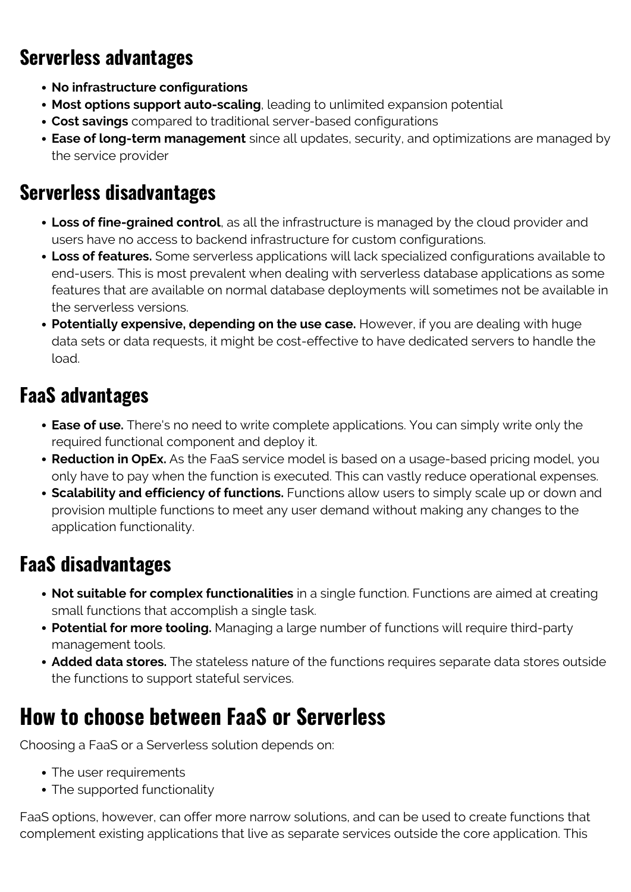## Serverless advantages

- **No infrastructure configurations**
- **Most options support auto-scaling**, leading to unlimited expansion potential
- **Cost savings** compared to traditional server-based configurations
- **Ease of long-term management** since all updates, security, and optimizations are managed by the service provider

## Serverless disadvantages

- **Loss of fine-grained control**, as all the infrastructure is managed by the cloud provider and users have no access to backend infrastructure for custom configurations.
- **Loss of features.** Some serverless applications will lack specialized configurations available to end-users. This is most prevalent when dealing with serverless database applications as some features that are available on normal database deployments will sometimes not be available in the serverless versions.
- **Potentially expensive, depending on the use case.** However, if you are dealing with huge data sets or data requests, it might be cost-effective to have dedicated servers to handle the load.

## FaaS advantages

- **Ease of use.** There's no need to write complete applications. You can simply write only the required functional component and deploy it.
- **Reduction in OpEx.** As the FaaS service model is based on a usage-based pricing model, you only have to pay when the function is executed. This can vastly reduce operational expenses.
- **Scalability and efficiency of functions.** Functions allow users to simply scale up or down and provision multiple functions to meet any user demand without making any changes to the application functionality.

## FaaS disadvantages

- **Not suitable for complex functionalities** in a single function. Functions are aimed at creating small functions that accomplish a single task.
- **Potential for more tooling.** Managing a large number of functions will require third-party management tools.
- **Added data stores.** The stateless nature of the functions requires separate data stores outside the functions to support stateful services.

# How to choose between FaaS or Serverless

Choosing a FaaS or a Serverless solution depends on:

- The user requirements
- The supported functionality

FaaS options, however, can offer more narrow solutions, and can be used to create functions that complement existing applications that live as separate services outside the core application. This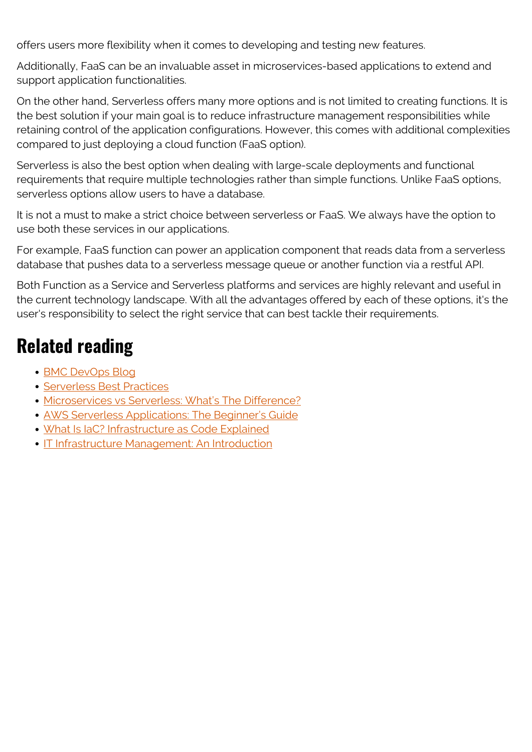offers users more flexibility when it comes to developing and testing new features.

Additionally, FaaS can be an invaluable asset in microservices-based applications to extend and support application functionalities.

On the other hand, Serverless offers many more options and is not limited to creating functions. It is the best solution if your main goal is to reduce infrastructure management responsibilities while retaining control of the application configurations. However, this comes with additional complexities compared to just deploying a cloud function (FaaS option).

Serverless is also the best option when dealing with large-scale deployments and functional requirements that require multiple technologies rather than simple functions. Unlike FaaS options, serverless options allow users to have a database.

It is not a must to make a strict choice between serverless or FaaS. We always have the option to use both these services in our applications.

For example, FaaS function can power an application component that reads data from a serverless database that pushes data to a serverless message queue or another function via a restful API.

Both Function as a Service and Serverless platforms and services are highly relevant and useful in the current technology landscape. With all the advantages offered by each of these options, it's the user's responsibility to select the right service that can best tackle their requirements.

## Related reading

- BMC DevOps Blog
- Serverless Best Practices
- Microservices vs Serverless: What's The Difference?
- AWS Serverless Applications: The Beginner's Guide
- What Is IaC? Infrastructure as Code Explained
- IT Infrastructure Management: An Introduction